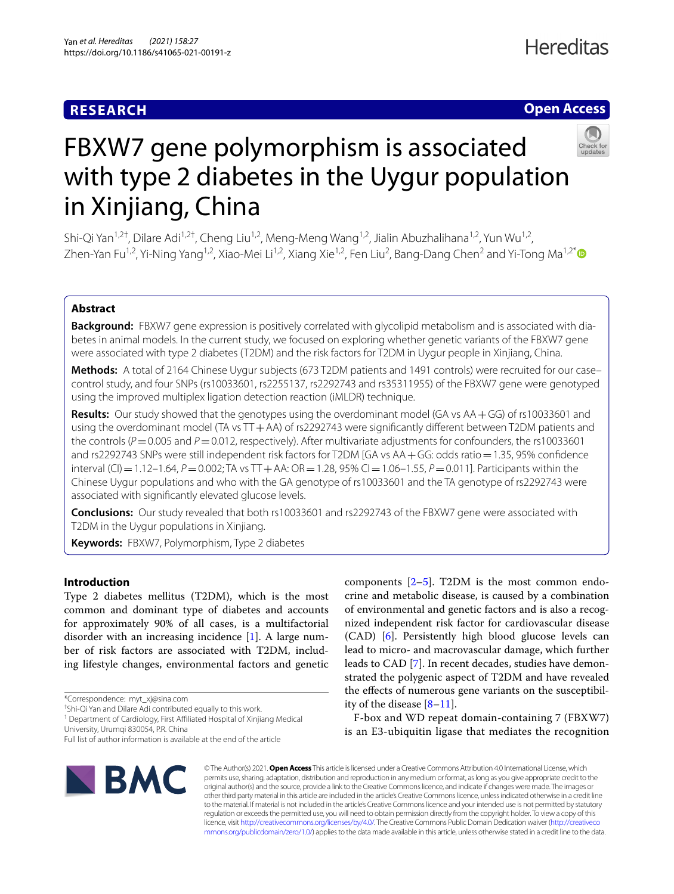RESEARCH

Open Access

# FBXW7 gene polymorphism is associated with type 2 diabetes in the Uygur population in Xinjiang, China

Shi-Qi Yan[1,2†], Dilare Adi[1,2†], Cheng Liu[1,2], Meng-Meng Wang[1,2], Jialin Abuzhalihana[1,2], Yun Wu[1,2], Zhen-Yan Fu[1,2], Yi-Ning Yang[1,2], Xiao-Mei Li[1,2], Xiang Xie[1,2], Fen Liu[2], Bang-Dang Chen[2] and Yi-Tong Ma[1,2*]

## Abstract

**Background:** FBXW7 gene expression is positively correlated with glycolipid metabolism and is associated with diabetes in animal models. In the current study, we focused on exploring whether genetic variants of the FBXW7 gene were associated with type 2 diabetes (T2DM) and the risk factors for T2DM in Uygur people in Xinjiang, China.

**Methods:** A total of 2164 Chinese Uygur subjects (673 T2DM patients and 1491 controls) were recruited for our case–control study, and four SNPs (rs10033601, rs2255137, rs2292743 and rs35311955) of the FBXW7 gene were genotyped using the improved multiplex ligation detection reaction (iMLDR) technique.

**Results:** Our study showed that the genotypes using the overdominant model (GA vs AA + GG) of rs10033601 and using the overdominant model (TA vs TT + AA) of rs2292743 were significantly different between T2DM patients and the controls ($P = 0.005$ and $P = 0.012$, respectively). After multivariate adjustments for confounders, the rs10033601 and rs2292743 SNPs were still independent risk factors for T2DM [GA vs AA + GG: odds ratio = 1.35, 95% confidence interval (CI) = 1.12–1.64, $P = 0.002$; TA vs TT + AA: OR = 1.28, 95% CI = 1.06–1.55, $P = 0.011$]. Participants within the Chinese Uygur populations and who with the GA genotype of rs10033601 and the TA genotype of rs2292743 were associated with significantly elevated glucose levels.

**Conclusions:** Our study revealed that both rs10033601 and rs2292743 of the FBXW7 gene were associated with T2DM in the Uygur populations in Xinjiang.

**Keywords:** FBXW7, Polymorphism, Type 2 diabetes

## Introduction

Type 2 diabetes mellitus (T2DM), which is the most common and dominant type of diabetes and accounts for approximately 90% of all cases, is a multifactorial disorder with an increasing incidence [1]. A large number of risk factors are associated with T2DM, including lifestyle changes, environmental factors and genetic components [2–5]. T2DM is the most common endocrine and metabolic disease, is caused by a combination of environmental and genetic factors and is also a recognized independent risk factor for cardiovascular disease (CAD) [6]. Persistently high blood glucose levels can lead to micro- and macrovascular damage, which further leads to CAD [7]. In recent decades, studies have demonstrated the polygenic aspect of T2DM and have revealed the effects of numerous gene variants on the susceptibility of the disease [8–11].

F-box and WD repeat domain-containing 7 (FBXW7) is an E3-ubiquitin ligase that mediates the recognition

*Correspondence: myt_xj@sina.com

†Shi-Qi Yan and Dilare Adi contributed equally to this work.

[1] Department of Cardiology, First Affiliated Hospital of Xinjiang Medical University, Urumqi 830054, P.R. China

Full list of author information is available at the end of the article

© The Author(s) 2021. **Open Access** This article is licensed under a Creative Commons Attribution 4.0 International License, which permits use, sharing, adaptation, distribution and reproduction in any medium or format, as long as you give appropriate credit to the original author(s) and the source, provide a link to the Creative Commons licence, and indicate if changes were made. The images or other third party material in this article are included in the article's Creative Commons licence, unless indicated otherwise in a credit line to the material. If material is not included in the article's Creative Commons licence and your intended use is not permitted by statutory regulation or exceeds the permitted use, you will need to obtain permission directly from the copyright holder. To view a copy of this licence, visit http://creativecommons.org/licenses/by/4.0/. The Creative Commons Public Domain Dedication waiver (http://creativecommons.org/publicdomain/zero/1.0/) applies to the data made available in this article, unless otherwise stated in a credit line to the data.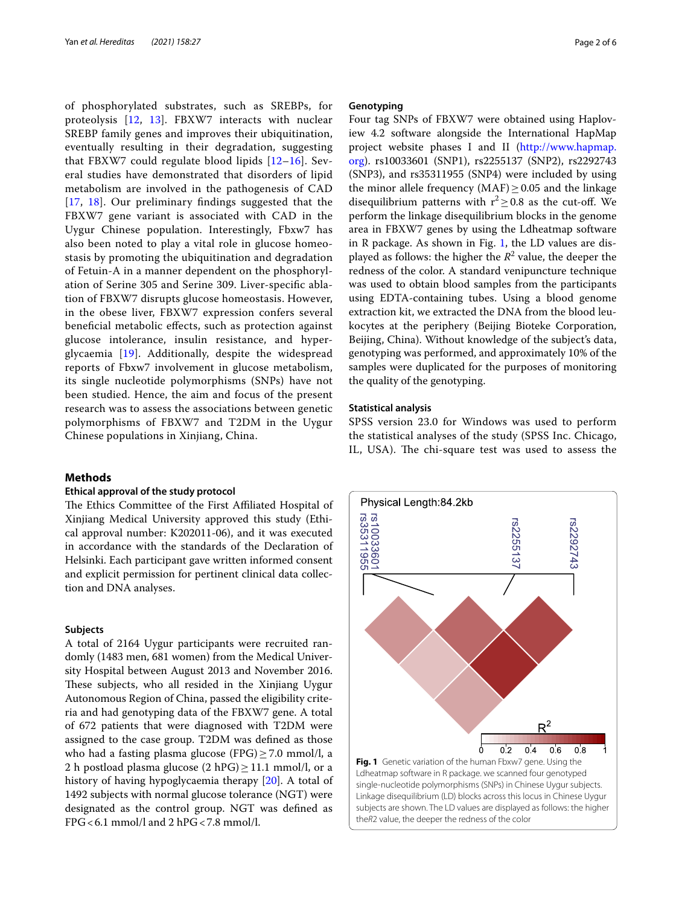of phosphorylated substrates, such as SREBPs, for proteolysis [12, 13]. FBXW7 interacts with nuclear SREBP family genes and improves their ubiquitination, eventually resulting in their degradation, suggesting that FBXW7 could regulate blood lipids [12–16]. Several studies have demonstrated that disorders of lipid metabolism are involved in the pathogenesis of CAD [17, 18]. Our preliminary findings suggested that the FBXW7 gene variant is associated with CAD in the Uygur Chinese population. Interestingly, Fbxw7 has also been noted to play a vital role in glucose homeostasis by promoting the ubiquitination and degradation of Fetuin-A in a manner dependent on the phosphorylation of Serine 305 and Serine 309. Liver-specific ablation of FBXW7 disrupts glucose homeostasis. However, in the obese liver, FBXW7 expression confers several beneficial metabolic effects, such as protection against glucose intolerance, insulin resistance, and hyperglycaemia [19]. Additionally, despite the widespread reports of Fbxw7 involvement in glucose metabolism, its single nucleotide polymorphisms (SNPs) have not been studied. Hence, the aim and focus of the present research was to assess the associations between genetic polymorphisms of FBXW7 and T2DM in the Uygur Chinese populations in Xinjiang, China.

## Methods

### Ethical approval of the study protocol

The Ethics Committee of the First Affiliated Hospital of Xinjiang Medical University approved this study (Ethical approval number: K202011-06), and it was executed in accordance with the standards of the Declaration of Helsinki. Each participant gave written informed consent and explicit permission for pertinent clinical data collection and DNA analyses.

### Subjects

A total of 2164 Uygur participants were recruited randomly (1483 men, 681 women) from the Medical University Hospital between August 2013 and November 2016. These subjects, who all resided in the Xinjiang Uygur Autonomous Region of China, passed the eligibility criteria and had genotyping data of the FBXW7 gene. A total of 672 patients that were diagnosed with T2DM were assigned to the case group. T2DM was defined as those who had a fasting plasma glucose (FPG) ≥ 7.0 mmol/l, a 2 h postload plasma glucose (2 hPG) ≥ 11.1 mmol/l, or a history of having hypoglycaemia therapy [20]. A total of 1492 subjects with normal glucose tolerance (NGT) were designated as the control group. NGT was defined as FPG < 6.1 mmol/l and 2 hPG < 7.8 mmol/l.

### Genotyping

Four tag SNPs of FBXW7 were obtained using Haploview 4.2 software alongside the International HapMap project website phases I and II (http://www.hapmap.org). rs10033601 (SNP1), rs2255137 (SNP2), rs2292743 (SNP3), and rs35311955 (SNP4) were included by using the minor allele frequency (MAF) ≥ 0.05 and the linkage disequilibrium patterns with $r^2 \geq 0.8$ as the cut-off. We perform the linkage disequilibrium blocks in the genome area in FBXW7 genes by using the Ldheatmap software in R package. As shown in Fig. 1, the LD values are displayed as follows: the higher the $R^2$ value, the deeper the redness of the color. A standard venipuncture technique was used to obtain blood samples from the participants using EDTA-containing tubes. Using a blood genome extraction kit, we extracted the DNA from the blood leukocytes at the periphery (Beijing Bioteke Corporation, Beijing, China). Without knowledge of the subject's data, genotyping was performed, and approximately 10% of the samples were duplicated for the purposes of monitoring the quality of the genotyping.

### Statistical analysis

SPSS version 23.0 for Windows was used to perform the statistical analyses of the study (SPSS Inc. Chicago, IL, USA). The chi-square test was used to assess the

**Fig. 1** Genetic variation of the human Fbxw7 gene. Using the Ldheatmap software in R package. we scanned four genotyped single-nucleotide polymorphisms (SNPs) in Chinese Uygur subjects. Linkage disequilibrium (LD) blocks across this locus in Chinese Uygur subjects are shown. The LD values are displayed as follows: the higher the $R2$ value, the deeper the redness of the color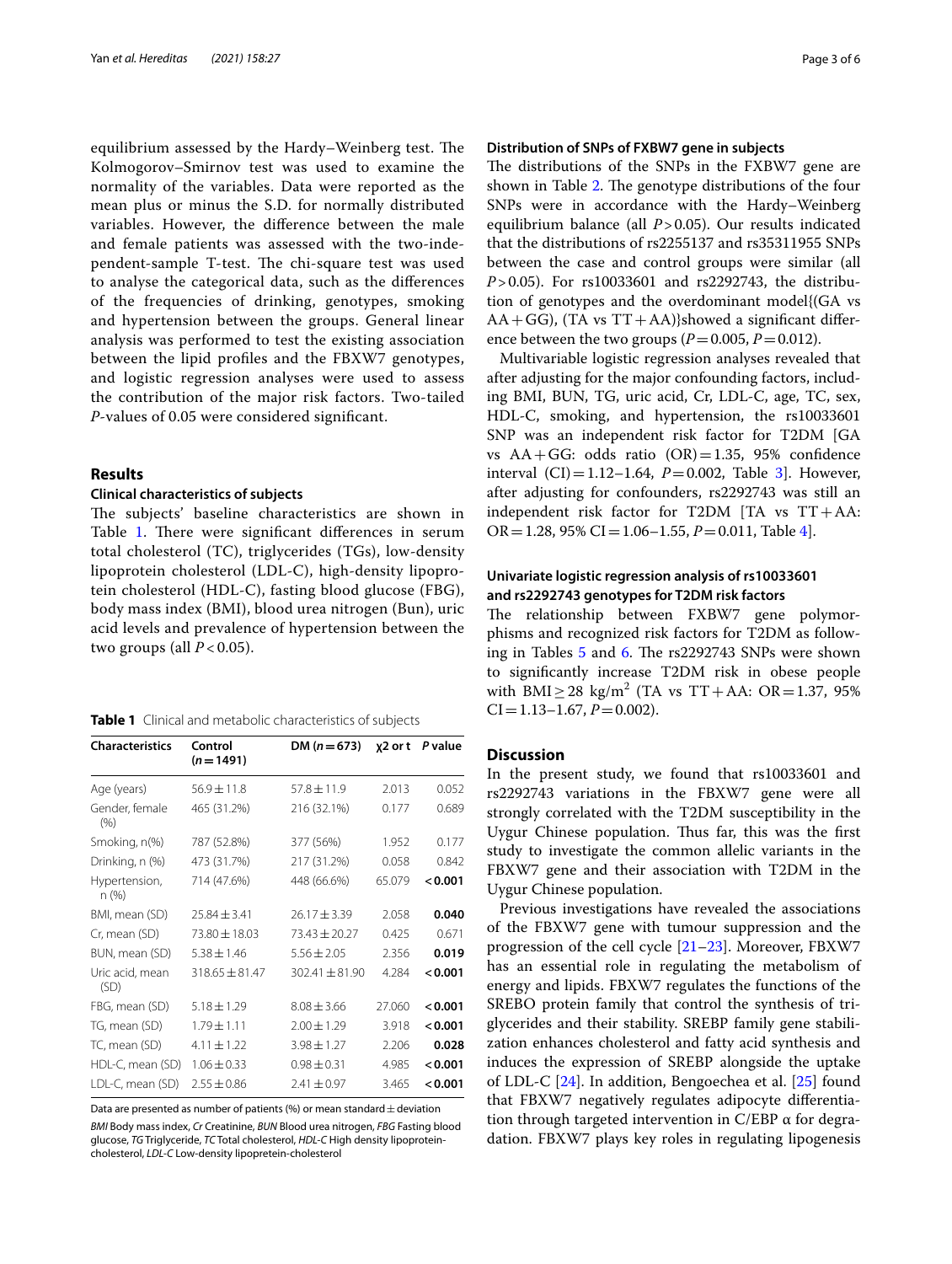equilibrium assessed by the Hardy–Weinberg test. The Kolmogorov–Smirnov test was used to examine the normality of the variables. Data were reported as the mean plus or minus the S.D. for normally distributed variables. However, the difference between the male and female patients was assessed with the two-independent-sample T-test. The chi-square test was used to analyse the categorical data, such as the differences of the frequencies of drinking, genotypes, smoking and hypertension between the groups. General linear analysis was performed to test the existing association between the lipid profiles and the FBXW7 genotypes, and logistic regression analyses were used to assess the contribution of the major risk factors. Two-tailed *P*-values of 0.05 were considered significant.

## Results

### Clinical characteristics of subjects

The subjects' baseline characteristics are shown in Table 1. There were significant differences in serum total cholesterol (TC), triglycerides (TGs), low-density lipoprotein cholesterol (LDL-C), high-density lipoprotein cholesterol (HDL-C), fasting blood glucose (FBG), body mass index (BMI), blood urea nitrogen (Bun), uric acid levels and prevalence of hypertension between the two groups (all $P < 0.05$).

**Table 1** Clinical and metabolic characteristics of subjects

| Characteristics | Control ($n = 1491$) | DM ($n = 673$) | $\chi 2$ or t | *P* value |
|---|---|---|---|---|
| Age (years) | 56.9 ± 11.8 | 57.8 ± 11.9 | 2.013 | 0.052 |
| Gender, female (%) | 465 (31.2%) | 216 (32.1%) | 0.177 | 0.689 |
| Smoking, n(%) | 787 (52.8%) | 377 (56%) | 1.952 | 0.177 |
| Drinking, n (%) | 473 (31.7%) | 217 (31.2%) | 0.058 | 0.842 |
| Hypertension, n (%) | 714 (47.6%) | 448 (66.6%) | 65.079 | **< 0.001** |
| BMI, mean (SD) | 25.84 ± 3.41 | 26.17 ± 3.39 | 2.058 | **0.040** |
| Cr, mean (SD) | 73.80 ± 18.03 | 73.43 ± 20.27 | 0.425 | 0.671 |
| BUN, mean (SD) | 5.38 ± 1.46 | 5.56 ± 2.05 | 2.356 | **0.019** |
| Uric acid, mean (SD) | 318.65 ± 81.47 | 302.41 ± 81.90 | 4.284 | **< 0.001** |
| FBG, mean (SD) | 5.18 ± 1.29 | 8.08 ± 3.66 | 27.060 | **< 0.001** |
| TG, mean (SD) | 1.79 ± 1.11 | 2.00 ± 1.29 | 3.918 | **< 0.001** |
| TC, mean (SD) | 4.11 ± 1.22 | 3.98 ± 1.27 | 2.206 | **0.028** |
| HDL-C, mean (SD) | 1.06 ± 0.33 | 0.98 ± 0.31 | 4.985 | **< 0.001** |
| LDL-C, mean (SD) | 2.55 ± 0.86 | 2.41 ± 0.97 | 3.465 | **< 0.001** |

Data are presented as number of patients (%) or mean standard ± deviation

*BMI* Body mass index, *Cr* Creatinine, *BUN* Blood urea nitrogen, *FBG* Fasting blood glucose, *TG* Triglyceride, *TC* Total cholesterol, *HDL-C* High density lipoprotein-cholesterol, *LDL-C* Low-density lipoprotein-cholesterol

### Distribution of SNPs of FXBW7 gene in subjects

The distributions of the SNPs in the FXBW7 gene are shown in Table 2. The genotype distributions of the four SNPs were in accordance with the Hardy–Weinberg equilibrium balance (all $P > 0.05$). Our results indicated that the distributions of rs2255137 and rs35311955 SNPs between the case and control groups were similar (all $P > 0.05$). For rs10033601 and rs2292743, the distribution of genotypes and the overdominant model{(GA vs AA + GG), (TA vs TT + AA)}showed a significant difference between the two groups ($P = 0.005$, $P = 0.012$).

Multivariable logistic regression analyses revealed that after adjusting for the major confounding factors, including BMI, BUN, TG, uric acid, Cr, LDL-C, age, TC, sex, HDL-C, smoking, and hypertension, the rs10033601 SNP was an independent risk factor for T2DM [GA vs AA + GG: odds ratio (OR) = 1.35, 95% confidence interval (CI) = 1.12–1.64, $P = 0.002$, Table 3]. However, after adjusting for confounders, rs2292743 was still an independent risk factor for T2DM [TA vs TT + AA: OR = 1.28, 95% CI = 1.06–1.55, $P = 0.011$, Table 4].

### Univariate logistic regression analysis of rs10033601 and rs2292743 genotypes for T2DM risk factors

The relationship between FXBW7 gene polymorphisms and recognized risk factors for T2DM as following in Tables 5 and 6. The rs2292743 SNPs were shown to significantly increase T2DM risk in obese people with BMI ≥ 28 kg/m$^2$ (TA vs TT + AA: OR = 1.37, 95% CI = 1.13–1.67, $P = 0.002$).

## Discussion

In the present study, we found that rs10033601 and rs2292743 variations in the FBXW7 gene were all strongly correlated with the T2DM susceptibility in the Uygur Chinese population. Thus far, this was the first study to investigate the common allelic variants in the FBXW7 gene and their association with T2DM in the Uygur Chinese population.

Previous investigations have revealed the associations of the FBXW7 gene with tumour suppression and the progression of the cell cycle [21–23]. Moreover, FBXW7 has an essential role in regulating the metabolism of energy and lipids. FBXW7 regulates the functions of the SREBO protein family that control the synthesis of triglycerides and their stability. SREBP family gene stabilization enhances cholesterol and fatty acid synthesis and induces the expression of SREBP alongside the uptake of LDL-C [24]. In addition, Bengoechea et al. [25] found that FBXW7 negatively regulates adipocyte differentiation through targeted intervention in C/EBP α for degradation. FBXW7 plays key roles in regulating lipogenesis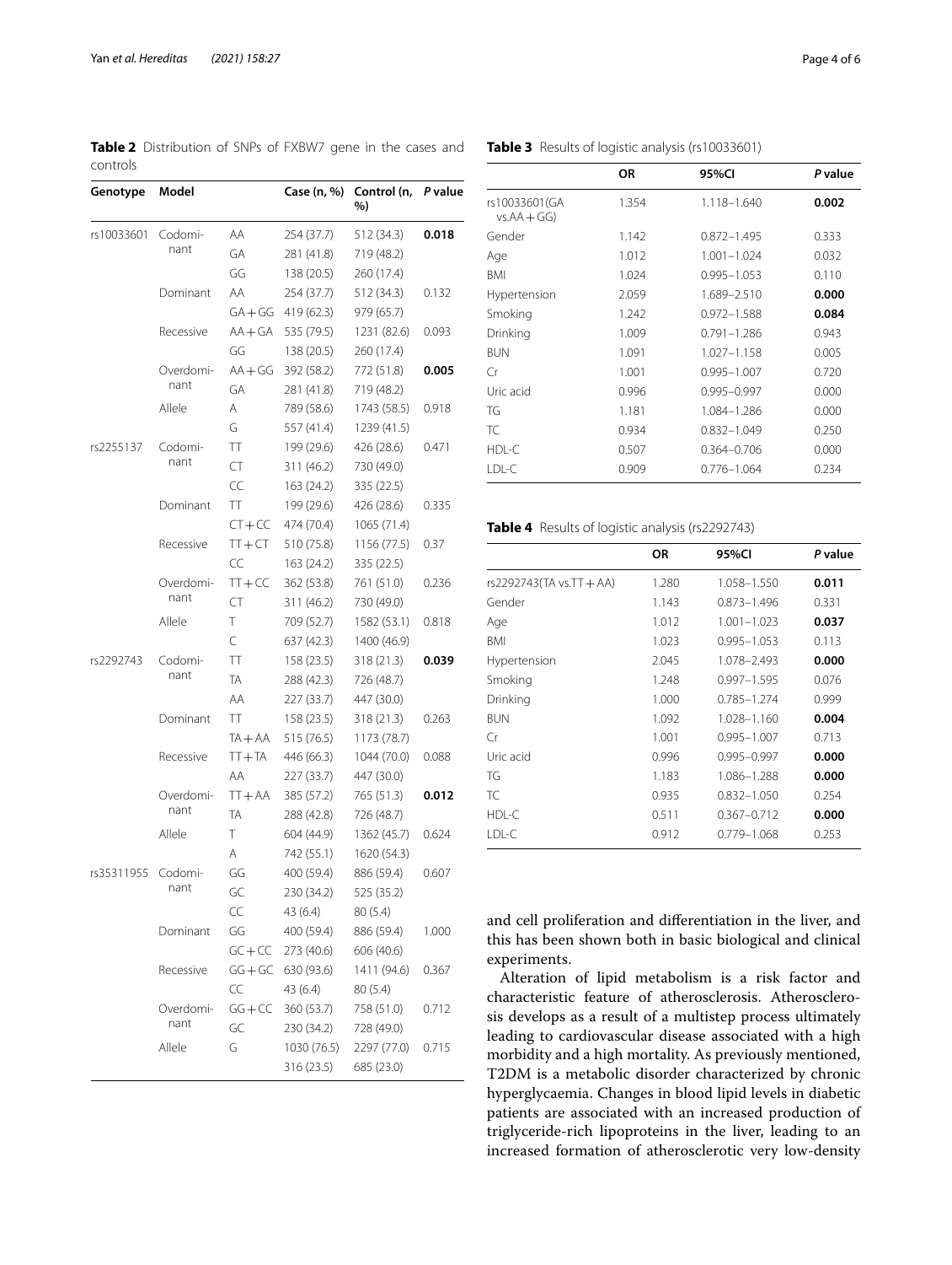**Table 2** Distribution of SNPs of FXBW7 gene in the cases and controls

| Genotype | Model | | Case (n, %) | Control (n, %) | *P* value |
|---|---|---|---|---|---|
| rs10033601 | Codominant | AA | 254 (37.7) | 512 (34.3) | **0.018** |
| | | GA | 281 (41.8) | 719 (48.2) | |
| | | GG | 138 (20.5) | 260 (17.4) | |
| | Dominant | AA | 254 (37.7) | 512 (34.3) | 0.132 |
| | | GA + GG | 419 (62.3) | 979 (65.7) | |
| | Recessive | AA + GA | 535 (79.5) | 1231 (82.6) | 0.093 |
| | | GG | 138 (20.5) | 260 (17.4) | |
| | Overdominant | AA + GG | 392 (58.2) | 772 (51.8) | **0.005** |
| | | GA | 281 (41.8) | 719 (48.2) | |
| | Allele | A | 789 (58.6) | 1743 (58.5) | 0.918 |
| | | G | 557 (41.4) | 1239 (41.5) | |
| rs2255137 | Codominant | TT | 199 (29.6) | 426 (28.6) | 0.471 |
| | | CT | 311 (46.2) | 730 (49.0) | |
| | | CC | 163 (24.2) | 335 (22.5) | |
| | Dominant | TT | 199 (29.6) | 426 (28.6) | 0.335 |
| | | CT + CC | 474 (70.4) | 1065 (71.4) | |
| | Recessive | TT + CT | 510 (75.8) | 1156 (77.5) | 0.37 |
| | | CC | 163 (24.2) | 335 (22.5) | |
| | Overdominant | TT + CC | 362 (53.8) | 761 (51.0) | 0.236 |
| | | CT | 311 (46.2) | 730 (49.0) | |
| | Allele | T | 709 (52.7) | 1582 (53.1) | 0.818 |
| | | C | 637 (42.3) | 1400 (46.9) | |
| rs2292743 | Codominant | TT | 158 (23.5) | 318 (21.3) | **0.039** |
| | | TA | 288 (42.3) | 726 (48.7) | |
| | | AA | 227 (33.7) | 447 (30.0) | |
| | Dominant | TT | 158 (23.5) | 318 (21.3) | 0.263 |
| | | TA + AA | 515 (76.5) | 1173 (78.7) | |
| | Recessive | TT + TA | 446 (66.3) | 1044 (70.0) | 0.088 |
| | | AA | 227 (33.7) | 447 (30.0) | |
| | Overdominant | TT + AA | 385 (57.2) | 765 (51.3) | **0.012** |
| | | TA | 288 (42.8) | 726 (48.7) | |
| | Allele | T | 604 (44.9) | 1362 (45.7) | 0.624 |
| | | A | 742 (55.1) | 1620 (54.3) | |
| rs35311955 | Codominant | GG | 400 (59.4) | 886 (59.4) | 0.607 |
| | | GC | 230 (34.2) | 525 (35.2) | |
| | | CC | 43 (6.4) | 80 (5.4) | |
| | Dominant | GG | 400 (59.4) | 886 (59.4) | 1.000 |
| | | GC + CC | 273 (40.6) | 606 (40.6) | |
| | Recessive | GG + GC | 630 (93.6) | 1411 (94.6) | 0.367 |
| | | CC | 43 (6.4) | 80 (5.4) | |
| | Overdominant | GG + CC | 360 (53.7) | 758 (51.0) | 0.712 |
| | | GC | 230 (34.2) | 728 (49.0) | |
| | Allele | G | 1030 (76.5) | 2297 (77.0) | 0.715 |
| | | | 316 (23.5) | 685 (23.0) | |

**Table 3** Results of logistic analysis (rs10033601)

| | OR | 95%CI | *P* value |
|---|---|---|---|
| rs10033601(GA vs.AA + GG) | 1.354 | 1.118–1.640 | **0.002** |
| Gender | 1.142 | 0.872–1.495 | 0.333 |
| Age | 1.012 | 1.001–1.024 | 0.032 |
| BMI | 1.024 | 0.995–1.053 | 0.110 |
| Hypertension | 2.059 | 1.689–2.510 | **0.000** |
| Smoking | 1.242 | 0.972–1.588 | **0.084** |
| Drinking | 1.009 | 0.791–1.286 | 0.943 |
| BUN | 1.091 | 1.027–1.158 | 0.005 |
| Cr | 1.001 | 0.995–1.007 | 0.720 |
| Uric acid | 0.996 | 0.995–0.997 | 0.000 |
| TG | 1.181 | 1.084–1.286 | 0.000 |
| TC | 0.934 | 0.832–1.049 | 0.250 |
| HDL-C | 0.507 | 0.364–0.706 | 0.000 |
| LDL-C | 0.909 | 0.776–1.064 | 0.234 |

**Table 4** Results of logistic analysis (rs2292743)

| | OR | 95%CI | *P* value |
|---|---|---|---|
| rs2292743(TA vs.TT + AA) | 1.280 | 1.058–1.550 | **0.011** |
| Gender | 1.143 | 0.873–1.496 | 0.331 |
| Age | 1.012 | 1.001–1.023 | **0.037** |
| BMI | 1.023 | 0.995–1.053 | 0.113 |
| Hypertension | 2.045 | 1.078–2.493 | **0.000** |
| Smoking | 1.248 | 0.997–1.595 | 0.076 |
| Drinking | 1.000 | 0.785–1.274 | 0.999 |
| BUN | 1.092 | 1.028–1.160 | **0.004** |
| Cr | 1.001 | 0.995–1.007 | 0.713 |
| Uric acid | 0.996 | 0.995–0.997 | **0.000** |
| TG | 1.183 | 1.086–1.288 | **0.000** |
| TC | 0.935 | 0.832–1.050 | 0.254 |
| HDL-C | 0.511 | 0.367–0.712 | **0.000** |
| LDL-C | 0.912 | 0.779–1.068 | 0.253 |

and cell proliferation and differentiation in the liver, and this has been shown both in basic biological and clinical experiments.

Alteration of lipid metabolism is a risk factor and characteristic feature of atherosclerosis. Atherosclerosis develops as a result of a multistep process ultimately leading to cardiovascular disease associated with a high morbidity and a high mortality. As previously mentioned, T2DM is a metabolic disorder characterized by chronic hyperglycaemia. Changes in blood lipid levels in diabetic patients are associated with an increased production of triglyceride-rich lipoproteins in the liver, leading to an increased formation of atherosclerotic very low-density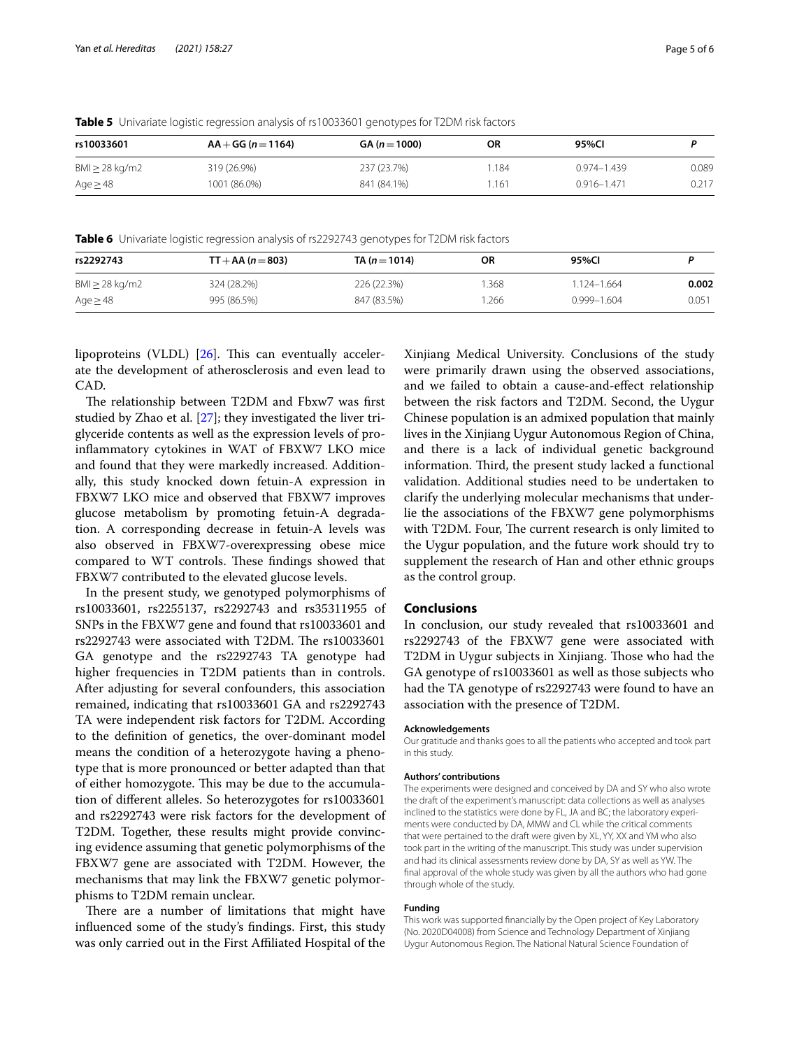**Table 5** Univariate logistic regression analysis of rs10033601 genotypes for T2DM risk factors

| rs10033601 | AA + GG (n = 1164) | GA (n = 1000) | OR | 95%CI | P |
|---|---|---|---|---|---|
| BMI ≥ 28 kg/m2 | 319 (26.9%) | 237 (23.7%) | 1.184 | 0.974–1.439 | 0.089 |
| Age ≥ 48 | 1001 (86.0%) | 841 (84.1%) | 1.161 | 0.916–1.471 | 0.217 |

**Table 6** Univariate logistic regression analysis of rs2292743 genotypes for T2DM risk factors

| rs2292743 | TT + AA (n = 803) | TA (n = 1014) | OR | 95%CI | P |
|---|---|---|---|---|---|
| BMI ≥ 28 kg/m2 | 324 (28.2%) | 226 (22.3%) | 1.368 | 1.124–1.664 | **0.002** |
| Age ≥ 48 | 995 (86.5%) | 847 (83.5%) | 1.266 | 0.999–1.604 | 0.051 |

lipoproteins (VLDL) [26]. This can eventually accelerate the development of atherosclerosis and even lead to CAD.

The relationship between T2DM and Fbxw7 was first studied by Zhao et al. [27]; they investigated the liver triglyceride contents as well as the expression levels of proinflammatory cytokines in WAT of FBXW7 LKO mice and found that they were markedly increased. Additionally, this study knocked down fetuin-A expression in FBXW7 LKO mice and observed that FBXW7 improves glucose metabolism by promoting fetuin-A degradation. A corresponding decrease in fetuin-A levels was also observed in FBXW7-overexpressing obese mice compared to WT controls. These findings showed that FBXW7 contributed to the elevated glucose levels.

In the present study, we genotyped polymorphisms of rs10033601, rs2255137, rs2292743 and rs35311955 of SNPs in the FBXW7 gene and found that rs10033601 and rs2292743 were associated with T2DM. The rs10033601 GA genotype and the rs2292743 TA genotype had higher frequencies in T2DM patients than in controls. After adjusting for several confounders, this association remained, indicating that rs10033601 GA and rs2292743 TA were independent risk factors for T2DM. According to the definition of genetics, the over-dominant model means the condition of a heterozygote having a phenotype that is more pronounced or better adapted than that of either homozygote. This may be due to the accumulation of different alleles. So heterozygotes for rs10033601 and rs2292743 were risk factors for the development of T2DM. Together, these results might provide convincing evidence assuming that genetic polymorphisms of the FBXW7 gene are associated with T2DM. However, the mechanisms that may link the FBXW7 genetic polymorphisms to T2DM remain unclear.

There are a number of limitations that might have influenced some of the study's findings. First, this study was only carried out in the First Affiliated Hospital of the Xinjiang Medical University. Conclusions of the study were primarily drawn using the observed associations, and we failed to obtain a cause-and-effect relationship between the risk factors and T2DM. Second, the Uygur Chinese population is an admixed population that mainly lives in the Xinjiang Uygur Autonomous Region of China, and there is a lack of individual genetic background information. Third, the present study lacked a functional validation. Additional studies need to be undertaken to clarify the underlying molecular mechanisms that underlie the associations of the FBXW7 gene polymorphisms with T2DM. Four, The current research is only limited to the Uygur population, and the future work should try to supplement the research of Han and other ethnic groups as the control group.

## Conclusions

In conclusion, our study revealed that rs10033601 and rs2292743 of the FBXW7 gene were associated with T2DM in Uygur subjects in Xinjiang. Those who had the GA genotype of rs10033601 as well as those subjects who had the TA genotype of rs2292743 were found to have an association with the presence of T2DM.

#### Acknowledgements

Our gratitude and thanks goes to all the patients who accepted and took part in this study.

#### Authors' contributions

The experiments were designed and conceived by DA and SY who also wrote the draft of the experiment's manuscript: data collections as well as analyses inclined to the statistics were done by FL, JA and BC; the laboratory experiments were conducted by DA, MMW and CL while the critical comments that were pertained to the draft were given by XL, YY, XX and YM who also took part in the writing of the manuscript. This study was under supervision and had its clinical assessments review done by DA, SY as well as YW. The final approval of the whole study was given by all the authors who had gone through whole of the study.

#### Funding

This work was supported financially by the Open project of Key Laboratory (No. 2020D04008) from Science and Technology Department of Xinjiang Uygur Autonomous Region. The National Natural Science Foundation of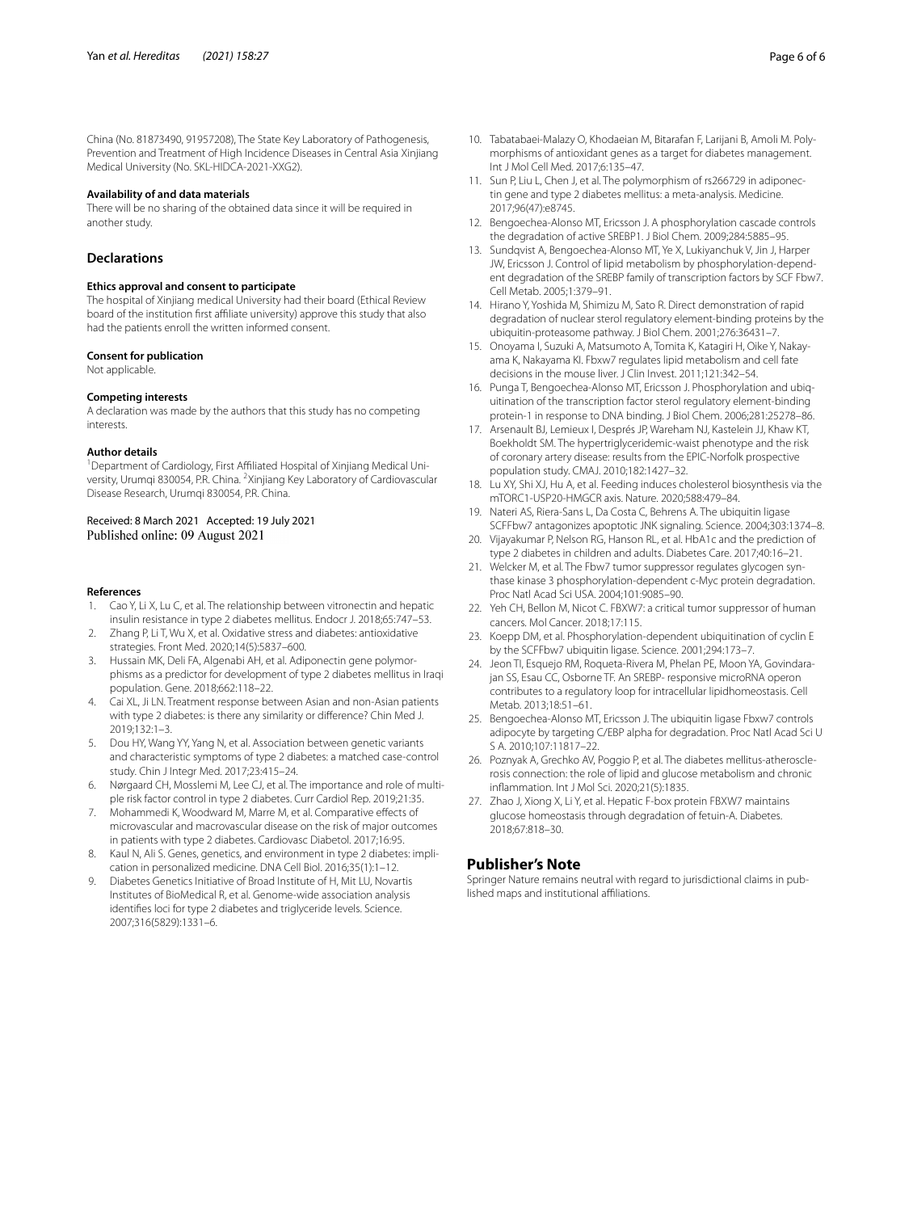China (No. 81873490, 91957208), The State Key Laboratory of Pathogenesis, Prevention and Treatment of High Incidence Diseases in Central Asia Xinjiang Medical University (No. SKL-HIDCA-2021-XXG2).

#### Availability of and data materials

There will be no sharing of the obtained data since it will be required in another study.

## Declarations

#### Ethics approval and consent to participate

The hospital of Xinjiang medical University had their board (Ethical Review board of the institution first affiliate university) approve this study that also had the patients enroll the written informed consent.

#### Consent for publication

Not applicable.

#### Competing interests

A declaration was made by the authors that this study has no competing interests.

#### Author details

[1]Department of Cardiology, First Affiliated Hospital of Xinjiang Medical University, Urumqi 830054, P.R. China. [2]Xinjiang Key Laboratory of Cardiovascular Disease Research, Urumqi 830054, P.R. China.

Received: 8 March 2021 Accepted: 19 July 2021
Published online: 09 August 2021

#### References

1. Cao Y, Li X, Lu C, et al. The relationship between vitronectin and hepatic insulin resistance in type 2 diabetes mellitus. Endocr J. 2018;65:747–53.
2. Zhang P, Li T, Wu X, et al. Oxidative stress and diabetes: antioxidative strategies. Front Med. 2020;14(5):5837–600.
3. Hussain MK, Deli FA, Algenabi AH, et al. Adiponectin gene polymorphisms as a predictor for development of type 2 diabetes mellitus in Iraqi population. Gene. 2018;662:118–22.
4. Cai XL, Ji LN. Treatment response between Asian and non-Asian patients with type 2 diabetes: is there any similarity or difference? Chin Med J. 2019;132:1–3.
5. Dou HY, Wang YY, Yang N, et al. Association between genetic variants and characteristic symptoms of type 2 diabetes: a matched case-control study. Chin J Integr Med. 2017;23:415–24.
6. Nørgaard CH, Mosslemi M, Lee CJ, et al. The importance and role of multiple risk factor control in type 2 diabetes. Curr Cardiol Rep. 2019;21:35.
7. Mohammedi K, Woodward M, Marre M, et al. Comparative effects of microvascular and macrovascular disease on the risk of major outcomes in patients with type 2 diabetes. Cardiovasc Diabetol. 2017;16:95.
8. Kaul N, Ali S. Genes, genetics, and environment in type 2 diabetes: implication in personalized medicine. DNA Cell Biol. 2016;35(1):1–12.
9. Diabetes Genetics Initiative of Broad Institute of H, Mit LU, Novartis Institutes of BioMedical R, et al. Genome-wide association analysis identifies loci for type 2 diabetes and triglyceride levels. Science. 2007;316(5829):1331–6.
10. Tabatabaei-Malazy O, Khodaeian M, Bitarafan F, Larijani B, Amoli M. Polymorphisms of antioxidant genes as a target for diabetes management. Int J Mol Cell Med. 2017;6:135–47.
11. Sun P, Liu L, Chen J, et al. The polymorphism of rs266729 in adiponectin gene and type 2 diabetes mellitus: a meta-analysis. Medicine. 2017;96(47):e8745.
12. Bengoechea-Alonso MT, Ericsson J. A phosphorylation cascade controls the degradation of active SREBP1. J Biol Chem. 2009;284:5885–95.
13. Sundqvist A, Bengoechea-Alonso MT, Ye X, Lukiyanchuk V, Jin J, Harper JW, Ericsson J. Control of lipid metabolism by phosphorylation-dependent degradation of the SREBP family of transcription factors by SCF Fbw7. Cell Metab. 2005;1:379–91.
14. Hirano Y, Yoshida M, Shimizu M, Sato R. Direct demonstration of rapid degradation of nuclear sterol regulatory element-binding proteins by the ubiquitin-proteasome pathway. J Biol Chem. 2001;276:36431–7.
15. Onoyama I, Suzuki A, Matsumoto A, Tomita K, Katagiri H, Oike Y, Nakayama K, Nakayama KI. Fbxw7 regulates lipid metabolism and cell fate decisions in the mouse liver. J Clin Invest. 2011;121:342–54.
16. Punga T, Bengoechea-Alonso MT, Ericsson J. Phosphorylation and ubiquitination of the transcription factor sterol regulatory element-binding protein-1 in response to DNA binding. J Biol Chem. 2006;281:25278–86.
17. Arsenault BJ, Lemieux I, Després JP, Wareham NJ, Kastelein JJ, Khaw KT, Boekholdt SM. The hypertriglyceridemic-waist phenotype and the risk of coronary artery disease: results from the EPIC-Norfolk prospective population study. CMAJ. 2010;182:1427–32.
18. Lu XY, Shi XJ, Hu A, et al. Feeding induces cholesterol biosynthesis via the mTORC1-USP20-HMGCR axis. Nature. 2020;588:479–84.
19. Nateri AS, Riera-Sans L, Da Costa C, Behrens A. The ubiquitin ligase SCFFbw7 antagonizes apoptotic JNK signaling. Science. 2004;303:1374–8.
20. Vijayakumar P, Nelson RG, Hanson RL, et al. HbA1c and the prediction of type 2 diabetes in children and adults. Diabetes Care. 2017;40:16–21.
21. Welcker M, et al. The Fbw7 tumor suppressor regulates glycogen synthase kinase 3 phosphorylation-dependent c-Myc protein degradation. Proc Natl Acad Sci USA. 2004;101:9085–90.
22. Yeh CH, Bellon M, Nicot C. FBXW7: a critical tumor suppressor of human cancers. Mol Cancer. 2018;17:115.
23. Koepp DM, et al. Phosphorylation-dependent ubiquitination of cyclin E by the SCFFbw7 ubiquitin ligase. Science. 2001;294:173–7.
24. Jeon TI, Esquejo RM, Roqueta-Rivera M, Phelan PE, Moon YA, Govindarajan SS, Esau CC, Osborne TF. An SREBP- responsive microRNA operon contributes to a regulatory loop for intracellular lipidhomeostasis. Cell Metab. 2013;18:51–61.
25. Bengoechea-Alonso MT, Ericsson J. The ubiquitin ligase Fbxw7 controls adipocyte by targeting C/EBP alpha for degradation. Proc Natl Acad Sci U S A. 2010;107:11817–22.
26. Poznyak A, Grechko AV, Poggio P, et al. The diabetes mellitus-atherosclerosis connection: the role of lipid and glucose metabolism and chronic inflammation. Int J Mol Sci. 2020;21(5):1835.
27. Zhao J, Xiong X, Li Y, et al. Hepatic F-box protein FBXW7 maintains glucose homeostasis through degradation of fetuin-A. Diabetes. 2018;67:818–30.

## Publisher's Note

Springer Nature remains neutral with regard to jurisdictional claims in published maps and institutional affiliations.